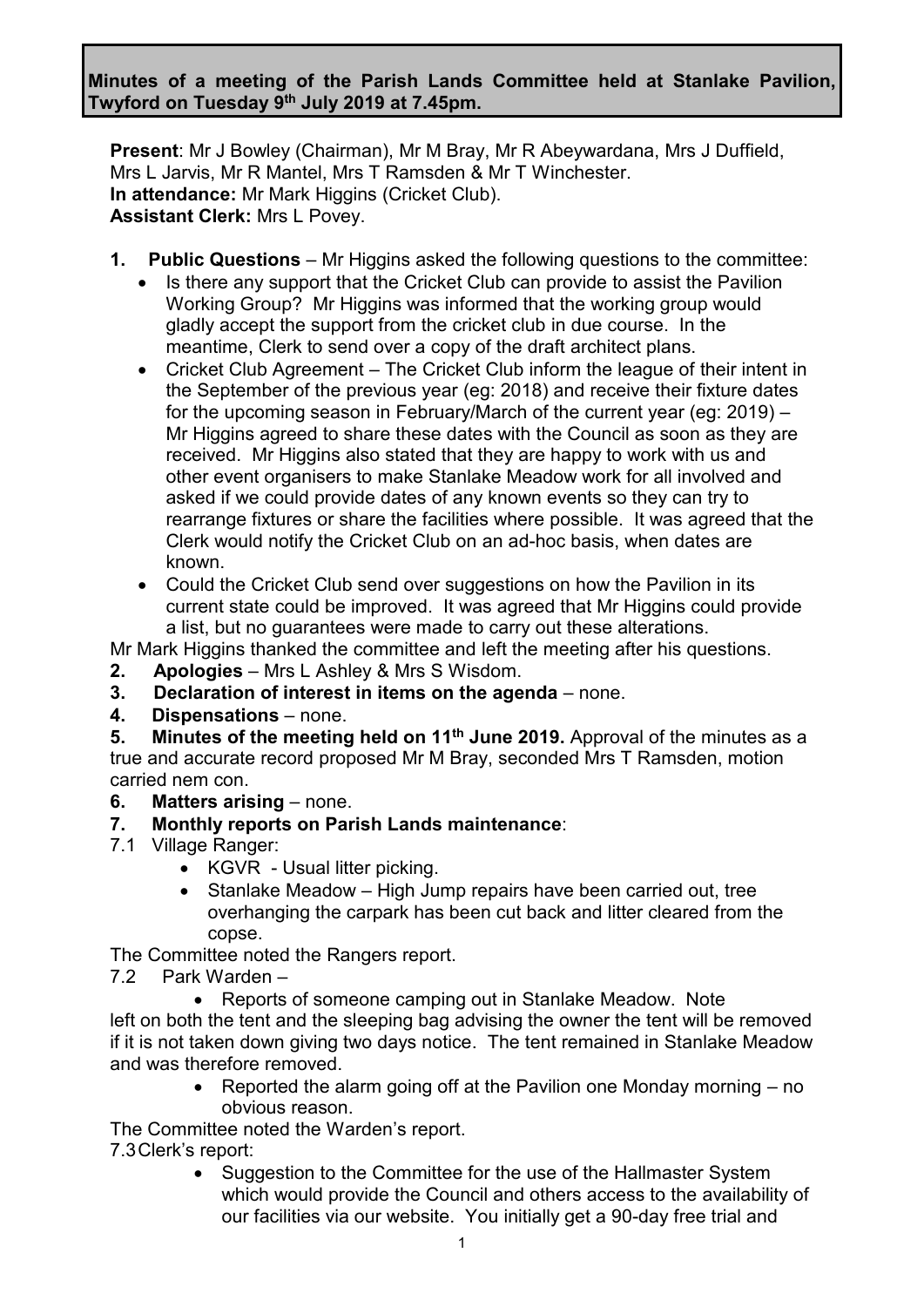**Minutes of a meeting of the Parish Lands Committee held at Stanlake Pavilion, Twyford on Tuesday 9th July 2019 at 7.45pm.**

**Present**: Mr J Bowley (Chairman), Mr M Bray, Mr R Abeywardana, Mrs J Duffield, Mrs L Jarvis, Mr R Mantel, Mrs T Ramsden & Mr T Winchester.
**In attendance:** Mr Mark Higgins (Cricket Club).
**Assistant Clerk:** Mrs L Povey.

1. **Public Questions** – Mr Higgins asked the following questions to the committee:
   - Is there any support that the Cricket Club can provide to assist the Pavilion Working Group? Mr Higgins was informed that the working group would gladly accept the support from the cricket club in due course. In the meantime, Clerk to send over a copy of the draft architect plans.
   - Cricket Club Agreement – The Cricket Club inform the league of their intent in the September of the previous year (eg: 2018) and receive their fixture dates for the upcoming season in February/March of the current year (eg: 2019) – Mr Higgins agreed to share these dates with the Council as soon as they are received. Mr Higgins also stated that they are happy to work with us and other event organisers to make Stanlake Meadow work for all involved and asked if we could provide dates of any known events so they can try to rearrange fixtures or share the facilities where possible. It was agreed that the Clerk would notify the Cricket Club on an ad-hoc basis, when dates are known.
   - Could the Cricket Club send over suggestions on how the Pavilion in its current state could be improved. It was agreed that Mr Higgins could provide a list, but no guarantees were made to carry out these alterations.

Mr Mark Higgins thanked the committee and left the meeting after his questions.

2. **Apologies** – Mrs L Ashley & Mrs S Wisdom.
3. **Declaration of interest in items on the agenda** – none.
4. **Dispensations** – none.
5. **Minutes of the meeting held on 11th June 2019.** Approval of the minutes as a true and accurate record proposed Mr M Bray, seconded Mrs T Ramsden, motion carried nem con.
6. **Matters arising** – none.
7. **Monthly reports on Parish Lands maintenance**:

7.1 Village Ranger:

- KGVR - Usual litter picking.
- Stanlake Meadow – High Jump repairs have been carried out, tree overhanging the carpark has been cut back and litter cleared from the copse.

The Committee noted the Rangers report.

7.2 Park Warden –

- Reports of someone camping out in Stanlake Meadow. Note left on both the tent and the sleeping bag advising the owner the tent will be removed if it is not taken down giving two days notice. The tent remained in Stanlake Meadow and was therefore removed.
- Reported the alarm going off at the Pavilion one Monday morning – no obvious reason.

The Committee noted the Warden's report.

7.3 Clerk's report:

- Suggestion to the Committee for the use of the Hallmaster System which would provide the Council and others access to the availability of our facilities via our website. You initially get a 90-day free trial and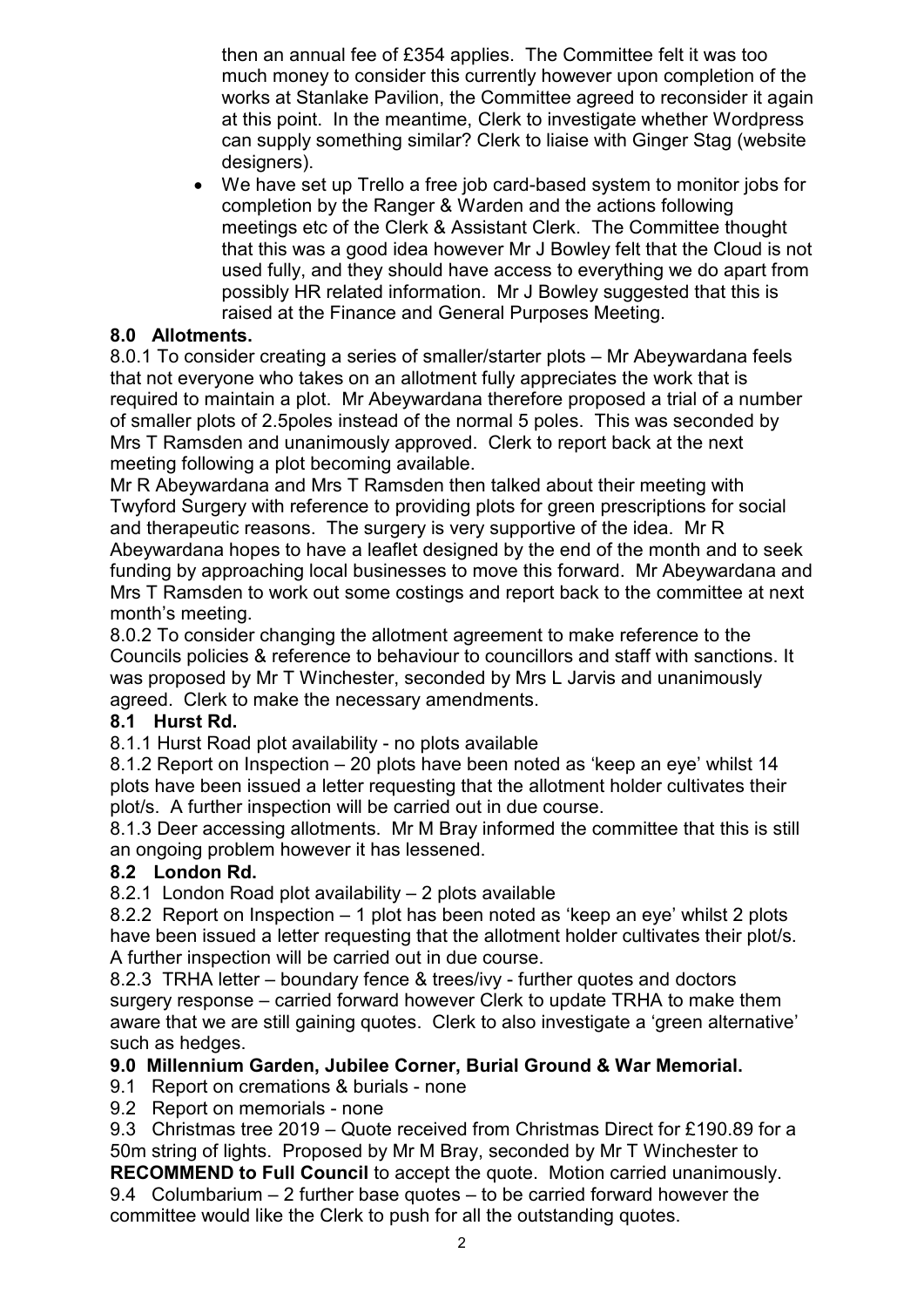then an annual fee of £354 applies. The Committee felt it was too much money to consider this currently however upon completion of the works at Stanlake Pavilion, the Committee agreed to reconsider it again at this point. In the meantime, Clerk to investigate whether Wordpress can supply something similar? Clerk to liaise with Ginger Stag (website designers).

- We have set up Trello a free job card-based system to monitor jobs for completion by the Ranger & Warden and the actions following meetings etc of the Clerk & Assistant Clerk. The Committee thought that this was a good idea however Mr J Bowley felt that the Cloud is not used fully, and they should have access to everything we do apart from possibly HR related information. Mr J Bowley suggested that this is raised at the Finance and General Purposes Meeting.

**8.0 Allotments.**

8.0.1 To consider creating a series of smaller/starter plots – Mr Abeywardana feels that not everyone who takes on an allotment fully appreciates the work that is required to maintain a plot. Mr Abeywardana therefore proposed a trial of a number of smaller plots of 2.5poles instead of the normal 5 poles. This was seconded by Mrs T Ramsden and unanimously approved. Clerk to report back at the next meeting following a plot becoming available.

Mr R Abeywardana and Mrs T Ramsden then talked about their meeting with Twyford Surgery with reference to providing plots for green prescriptions for social and therapeutic reasons. The surgery is very supportive of the idea. Mr R Abeywardana hopes to have a leaflet designed by the end of the month and to seek funding by approaching local businesses to move this forward. Mr Abeywardana and Mrs T Ramsden to work out some costings and report back to the committee at next month's meeting.

8.0.2 To consider changing the allotment agreement to make reference to the Councils policies & reference to behaviour to councillors and staff with sanctions. It was proposed by Mr T Winchester, seconded by Mrs L Jarvis and unanimously agreed. Clerk to make the necessary amendments.

**8.1 Hurst Rd.**

8.1.1 Hurst Road plot availability - no plots available

8.1.2 Report on Inspection – 20 plots have been noted as 'keep an eye' whilst 14 plots have been issued a letter requesting that the allotment holder cultivates their plot/s. A further inspection will be carried out in due course.

8.1.3 Deer accessing allotments. Mr M Bray informed the committee that this is still an ongoing problem however it has lessened.

**8.2 London Rd.**

8.2.1 London Road plot availability – 2 plots available

8.2.2 Report on Inspection – 1 plot has been noted as 'keep an eye' whilst 2 plots have been issued a letter requesting that the allotment holder cultivates their plot/s. A further inspection will be carried out in due course.

8.2.3 TRHA letter – boundary fence & trees/ivy - further quotes and doctors surgery response – carried forward however Clerk to update TRHA to make them aware that we are still gaining quotes. Clerk to also investigate a 'green alternative' such as hedges.

**9.0 Millennium Garden, Jubilee Corner, Burial Ground & War Memorial.**

9.1 Report on cremations & burials - none

9.2 Report on memorials - none

9.3 Christmas tree 2019 – Quote received from Christmas Direct for £190.89 for a 50m string of lights. Proposed by Mr M Bray, seconded by Mr T Winchester to **RECOMMEND to Full Council** to accept the quote. Motion carried unanimously.

9.4 Columbarium – 2 further base quotes – to be carried forward however the committee would like the Clerk to push for all the outstanding quotes.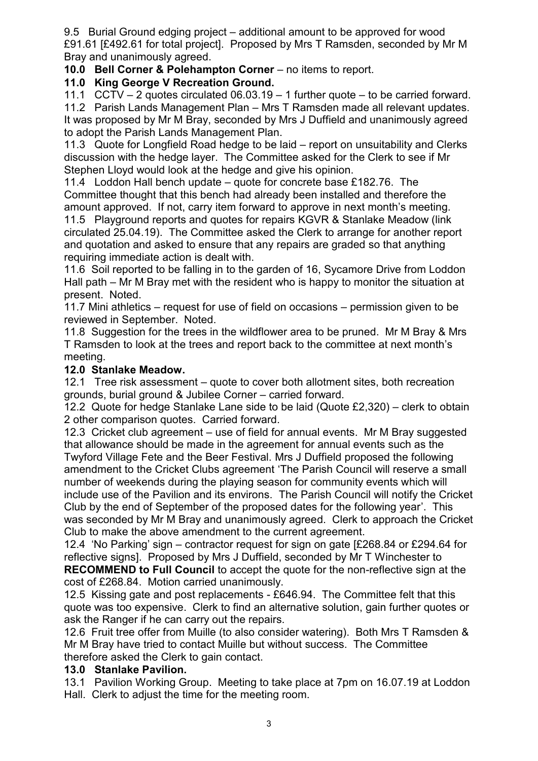9.5 Burial Ground edging project – additional amount to be approved for wood £91.61 [£492.61 for total project]. Proposed by Mrs T Ramsden, seconded by Mr M Bray and unanimously agreed.

**10.0 Bell Corner & Polehampton Corner** – no items to report.

**11.0 King George V Recreation Ground.**

11.1 CCTV – 2 quotes circulated 06.03.19 – 1 further quote – to be carried forward.

11.2 Parish Lands Management Plan – Mrs T Ramsden made all relevant updates. It was proposed by Mr M Bray, seconded by Mrs J Duffield and unanimously agreed to adopt the Parish Lands Management Plan.

11.3 Quote for Longfield Road hedge to be laid – report on unsuitability and Clerks discussion with the hedge layer. The Committee asked for the Clerk to see if Mr Stephen Lloyd would look at the hedge and give his opinion.

11.4 Loddon Hall bench update – quote for concrete base £182.76. The Committee thought that this bench had already been installed and therefore the amount approved. If not, carry item forward to approve in next month's meeting.

11.5 Playground reports and quotes for repairs KGVR & Stanlake Meadow (link circulated 25.04.19). The Committee asked the Clerk to arrange for another report and quotation and asked to ensure that any repairs are graded so that anything requiring immediate action is dealt with.

11.6 Soil reported to be falling in to the garden of 16, Sycamore Drive from Loddon Hall path – Mr M Bray met with the resident who is happy to monitor the situation at present. Noted.

11.7 Mini athletics – request for use of field on occasions – permission given to be reviewed in September. Noted.

11.8 Suggestion for the trees in the wildflower area to be pruned. Mr M Bray & Mrs T Ramsden to look at the trees and report back to the committee at next month's meeting.

**12.0 Stanlake Meadow.**

12.1 Tree risk assessment – quote to cover both allotment sites, both recreation grounds, burial ground & Jubilee Corner – carried forward.

12.2 Quote for hedge Stanlake Lane side to be laid (Quote £2,320) – clerk to obtain 2 other comparison quotes. Carried forward.

12.3 Cricket club agreement – use of field for annual events. Mr M Bray suggested that allowance should be made in the agreement for annual events such as the Twyford Village Fete and the Beer Festival. Mrs J Duffield proposed the following amendment to the Cricket Clubs agreement 'The Parish Council will reserve a small number of weekends during the playing season for community events which will include use of the Pavilion and its environs. The Parish Council will notify the Cricket Club by the end of September of the proposed dates for the following year'. This was seconded by Mr M Bray and unanimously agreed. Clerk to approach the Cricket Club to make the above amendment to the current agreement.

12.4 'No Parking' sign – contractor request for sign on gate [£268.84 or £294.64 for reflective signs]. Proposed by Mrs J Duffield, seconded by Mr T Winchester to **RECOMMEND to Full Council** to accept the quote for the non-reflective sign at the cost of £268.84. Motion carried unanimously.

12.5 Kissing gate and post replacements - £646.94. The Committee felt that this quote was too expensive. Clerk to find an alternative solution, gain further quotes or ask the Ranger if he can carry out the repairs.

12.6 Fruit tree offer from Muille (to also consider watering). Both Mrs T Ramsden & Mr M Bray have tried to contact Muille but without success. The Committee therefore asked the Clerk to gain contact.

**13.0 Stanlake Pavilion.**

13.1 Pavilion Working Group. Meeting to take place at 7pm on 16.07.19 at Loddon Hall. Clerk to adjust the time for the meeting room.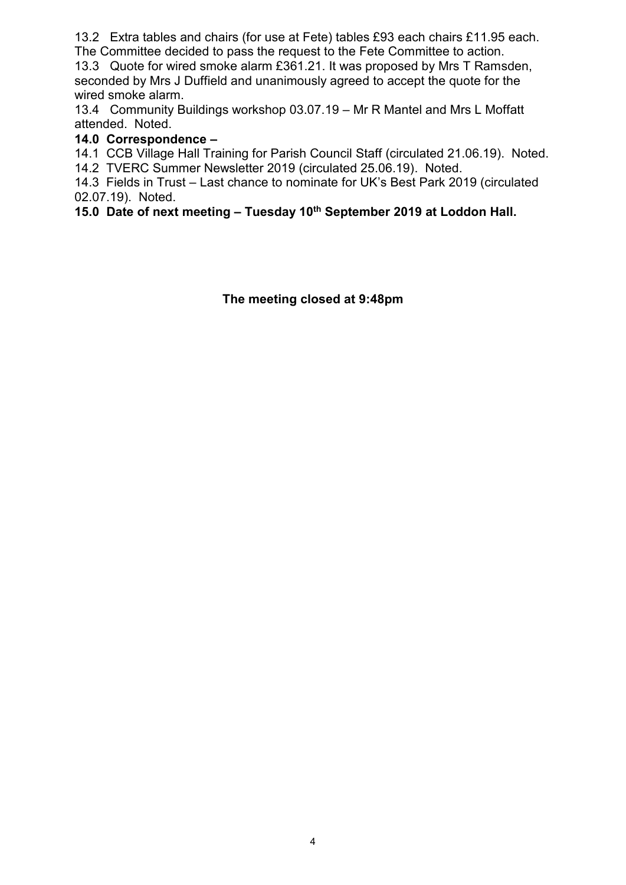13.2 Extra tables and chairs (for use at Fete) tables £93 each chairs £11.95 each. The Committee decided to pass the request to the Fete Committee to action.

13.3 Quote for wired smoke alarm £361.21. It was proposed by Mrs T Ramsden, seconded by Mrs J Duffield and unanimously agreed to accept the quote for the wired smoke alarm.

13.4 Community Buildings workshop 03.07.19 – Mr R Mantel and Mrs L Moffatt attended. Noted.

**14.0 Correspondence –**

14.1 CCB Village Hall Training for Parish Council Staff (circulated 21.06.19). Noted.

14.2 TVERC Summer Newsletter 2019 (circulated 25.06.19). Noted.

14.3 Fields in Trust – Last chance to nominate for UK's Best Park 2019 (circulated 02.07.19). Noted.

**15.0 Date of next meeting – Tuesday 10th September 2019 at Loddon Hall.**

**The meeting closed at 9:48pm**